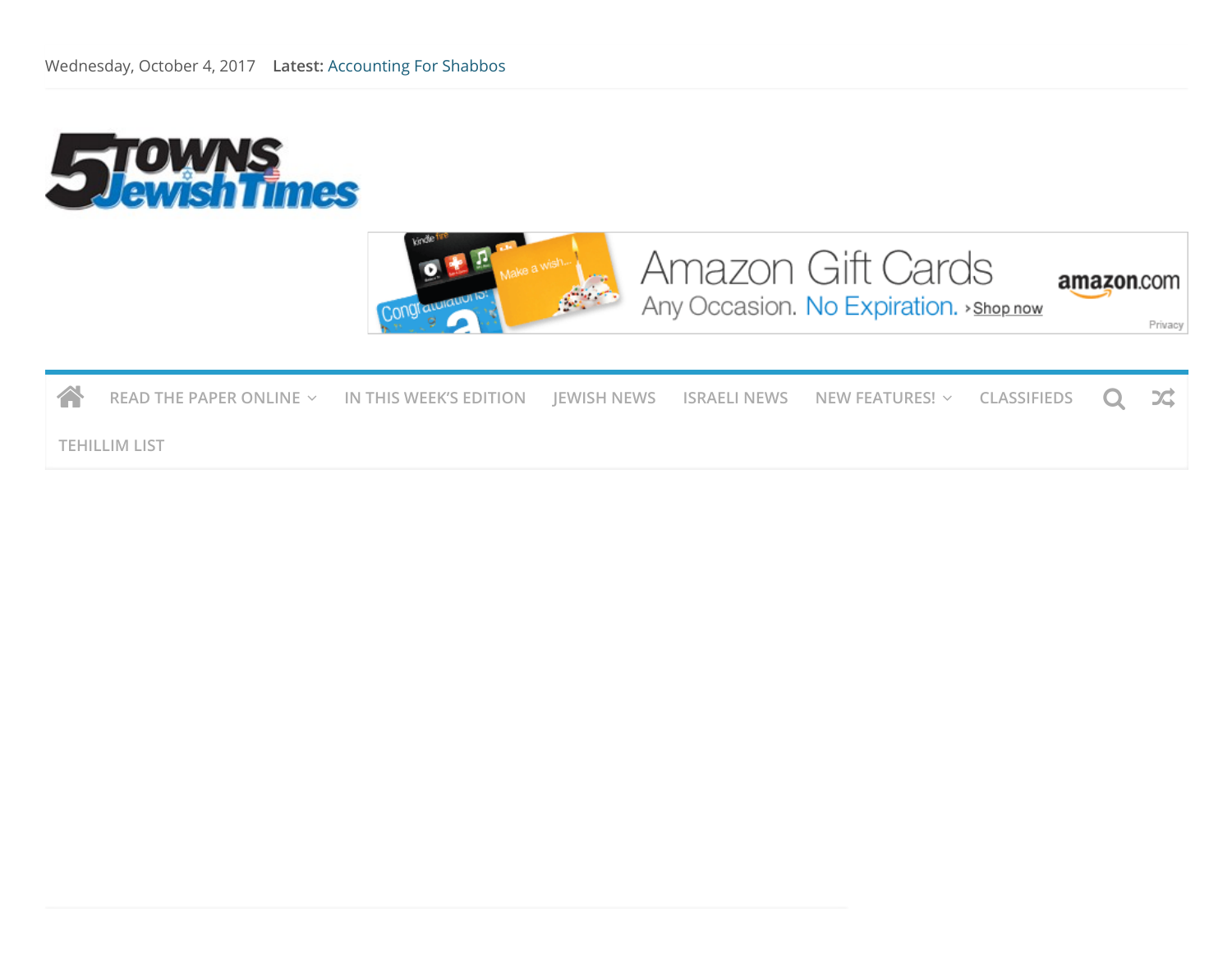Wednesday, October 4, 2017 **Latest:** Accounting For Shabbos

Amazon Gift Cards
Any Occasion. No Expiration. › Shop now
amazon.com
Privacy

READ THE PAPER ONLINE | IN THIS WEEK'S EDITION | JEWISH NEWS | ISRAELI NEWS | NEW FEATURES! | CLASSIFIEDS | TEHILLIM LIST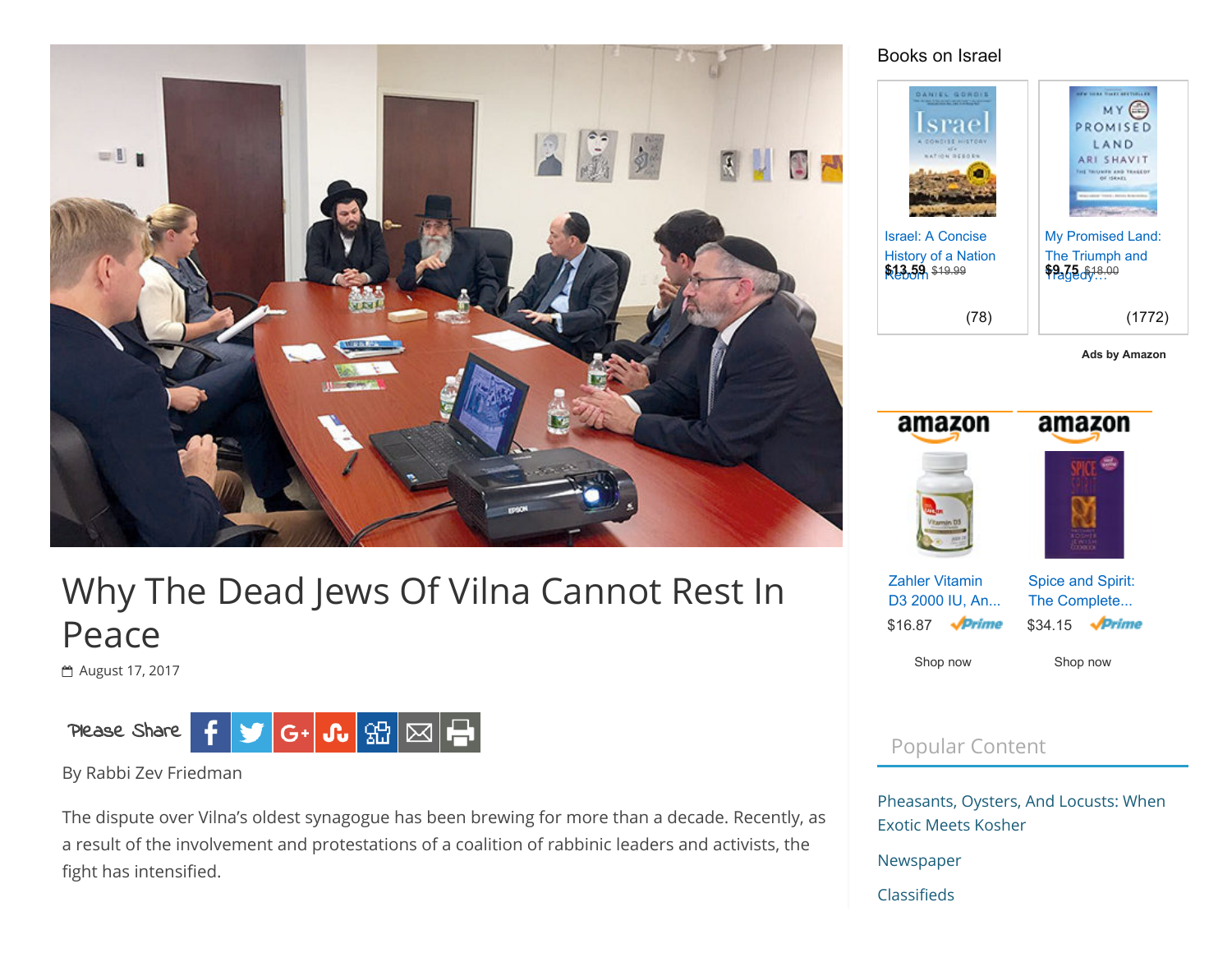# Why The Dead Jews Of Vilna Cannot Rest In Peace

August 17, 2017

Please Share

By Rabbi Zev Friedman

The dispute over Vilna's oldest synagogue has been brewing for more than a decade. Recently, as a result of the involvement and protestations of a coalition of rabbinic leaders and activists, the fight has intensified.

Books on Israel

Israel: A Concise History of a Nation Reborn
$13.59 $19.99
(78)

My Promised Land: The Triumph and Tragedy...
$9.75 $18.00
(1772)

Ads by Amazon

Zahler Vitamin D3 2000 IU, An...
$16.87 Prime
Shop now

Spice and Spirit: The Complete...
$34.15 Prime
Shop now

Popular Content

Pheasants, Oysters, And Locusts: When Exotic Meets Kosher

Newspaper

Classifieds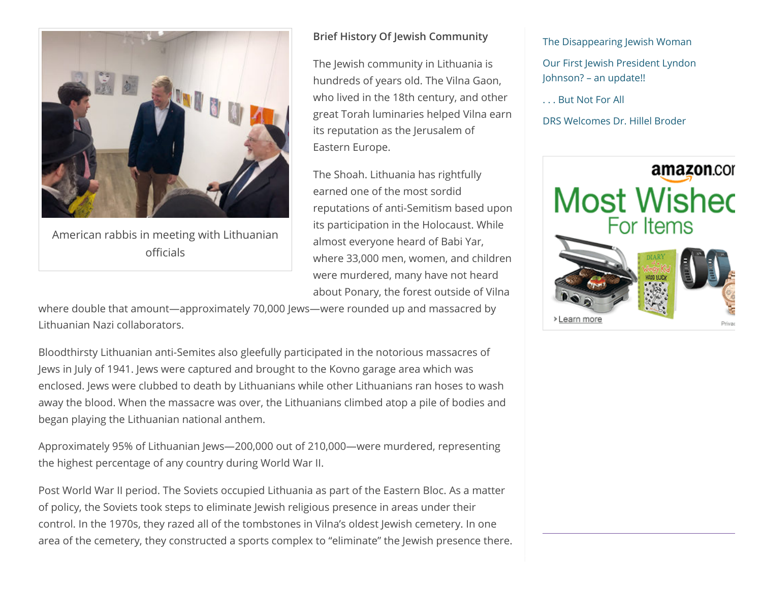American rabbis in meeting with Lithuanian officials

**Brief History Of Jewish Community**

The Jewish community in Lithuania is hundreds of years old. The Vilna Gaon, who lived in the 18th century, and other great Torah luminaries helped Vilna earn its reputation as the Jerusalem of Eastern Europe.

The Shoah. Lithuania has rightfully earned one of the most sordid reputations of anti-Semitism based upon its participation in the Holocaust. While almost everyone heard of Babi Yar, where 33,000 men, women, and children were murdered, many have not heard about Ponary, the forest outside of Vilna where double that amount—approximately 70,000 Jews—were rounded up and massacred by Lithuanian Nazi collaborators.

Bloodthirsty Lithuanian anti-Semites also gleefully participated in the notorious massacres of Jews in July of 1941. Jews were captured and brought to the Kovno garage area which was enclosed. Jews were clubbed to death by Lithuanians while other Lithuanians ran hoses to wash away the blood. When the massacre was over, the Lithuanians climbed atop a pile of bodies and began playing the Lithuanian national anthem.

Approximately 95% of Lithuanian Jews—200,000 out of 210,000—were murdered, representing the highest percentage of any country during World War II.

Post World War II period. The Soviets occupied Lithuania as part of the Eastern Bloc. As a matter of policy, the Soviets took steps to eliminate Jewish religious presence in areas under their control. In the 1970s, they razed all of the tombstones in Vilna's oldest Jewish cemetery. In one area of the cemetery, they constructed a sports complex to "eliminate" the Jewish presence there.

The Disappearing Jewish Woman

Our First Jewish President Lyndon Johnson? – an update!!

. . . But Not For All

DRS Welcomes Dr. Hillel Broder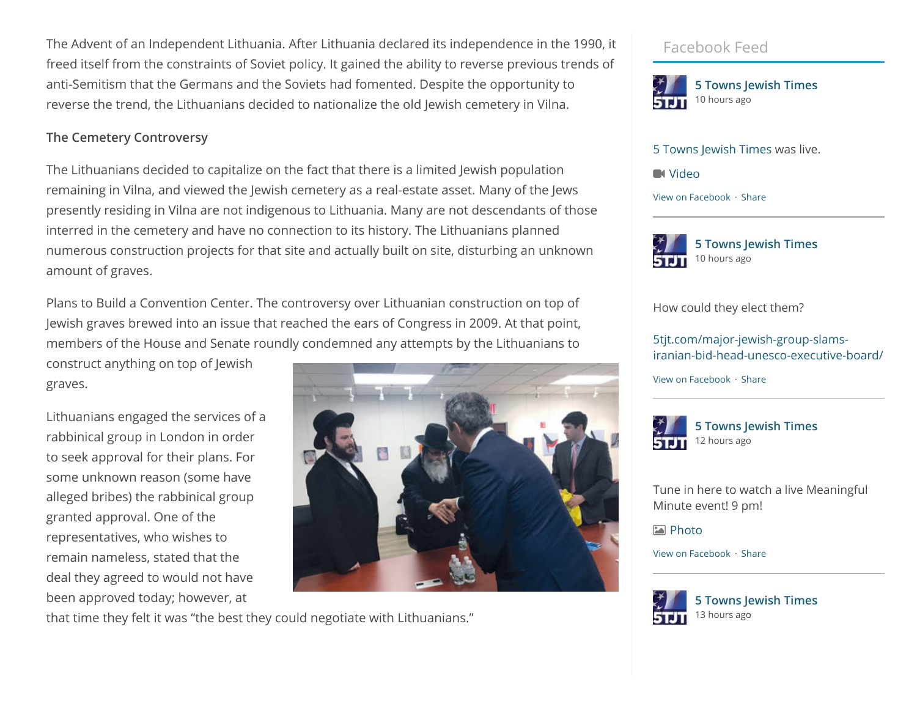The Advent of an Independent Lithuania. After Lithuania declared its independence in the 1990, it freed itself from the constraints of Soviet policy. It gained the ability to reverse previous trends of anti-Semitism that the Germans and the Soviets had fomented. Despite the opportunity to reverse the trend, the Lithuanians decided to nationalize the old Jewish cemetery in Vilna.

**The Cemetery Controversy**

The Lithuanians decided to capitalize on the fact that there is a limited Jewish population remaining in Vilna, and viewed the Jewish cemetery as a real-estate asset. Many of the Jews presently residing in Vilna are not indigenous to Lithuania. Many are not descendants of those interred in the cemetery and have no connection to its history. The Lithuanians planned numerous construction projects for that site and actually built on site, disturbing an unknown amount of graves.

Plans to Build a Convention Center. The controversy over Lithuanian construction on top of Jewish graves brewed into an issue that reached the ears of Congress in 2009. At that point, members of the House and Senate roundly condemned any attempts by the Lithuanians to construct anything on top of Jewish graves.

Lithuanians engaged the services of a rabbinical group in London in order to seek approval for their plans. For some unknown reason (some have alleged bribes) the rabbinical group granted approval. One of the representatives, who wishes to remain nameless, stated that the deal they agreed to would not have been approved today; however, at that time they felt it was "the best they could negotiate with Lithuanians."

Facebook Feed

5 Towns Jewish Times
10 hours ago

5 Towns Jewish Times was live.

Video

View on Facebook · Share

5 Towns Jewish Times
10 hours ago

How could they elect them?

5tjt.com/major-jewish-group-slams-iranian-bid-head-unesco-executive-board/

View on Facebook · Share

5 Towns Jewish Times
12 hours ago

Tune in here to watch a live Meaningful Minute event! 9 pm!

Photo

View on Facebook · Share

5 Towns Jewish Times
13 hours ago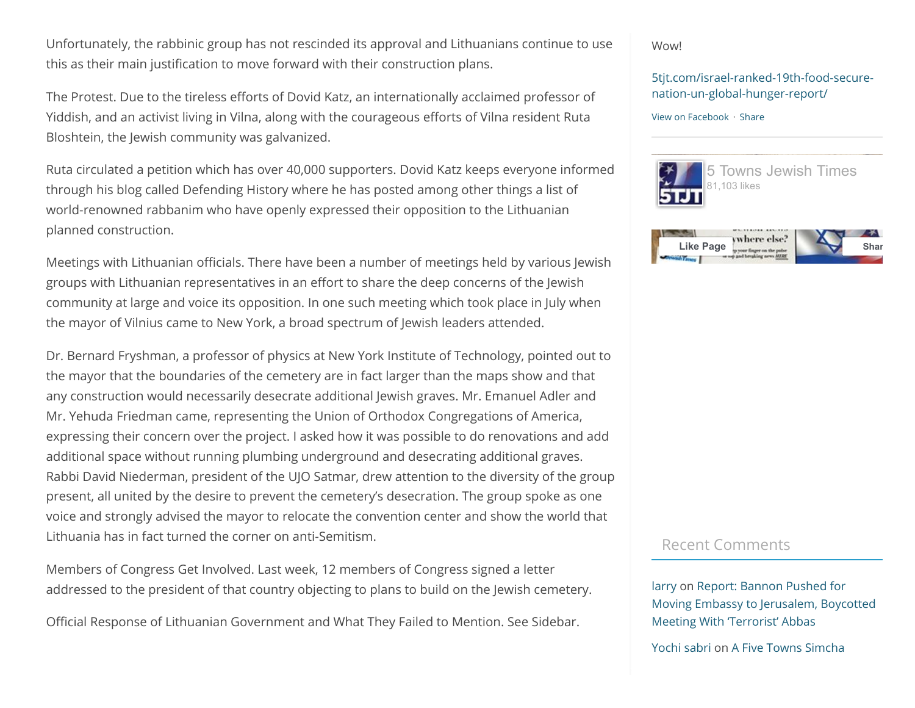Unfortunately, the rabbinic group has not rescinded its approval and Lithuanians continue to use this as their main justification to move forward with their construction plans.

The Protest. Due to the tireless efforts of Dovid Katz, an internationally acclaimed professor of Yiddish, and an activist living in Vilna, along with the courageous efforts of Vilna resident Ruta Bloshtein, the Jewish community was galvanized.

Ruta circulated a petition which has over 40,000 supporters. Dovid Katz keeps everyone informed through his blog called Defending History where he has posted among other things a list of world-renowned rabbanim who have openly expressed their opposition to the Lithuanian planned construction.

Meetings with Lithuanian officials. There have been a number of meetings held by various Jewish groups with Lithuanian representatives in an effort to share the deep concerns of the Jewish community at large and voice its opposition. In one such meeting which took place in July when the mayor of Vilnius came to New York, a broad spectrum of Jewish leaders attended.

Dr. Bernard Fryshman, a professor of physics at New York Institute of Technology, pointed out to the mayor that the boundaries of the cemetery are in fact larger than the maps show and that any construction would necessarily desecrate additional Jewish graves. Mr. Emanuel Adler and Mr. Yehuda Friedman came, representing the Union of Orthodox Congregations of America, expressing their concern over the project. I asked how it was possible to do renovations and add additional space without running plumbing underground and desecrating additional graves. Rabbi David Niederman, president of the UJO Satmar, drew attention to the diversity of the group present, all united by the desire to prevent the cemetery's desecration. The group spoke as one voice and strongly advised the mayor to relocate the convention center and show the world that Lithuania has in fact turned the corner on anti-Semitism.

Members of Congress Get Involved. Last week, 12 members of Congress signed a letter addressed to the president of that country objecting to plans to build on the Jewish cemetery.

Official Response of Lithuanian Government and What They Failed to Mention. See Sidebar.

Wow!

5tjt.com/israel-ranked-19th-food-secure-nation-un-global-hunger-report/

View on Facebook · Share

5 Towns Jewish Times
81,103 likes

Like Page

## Recent Comments

larry on Report: Bannon Pushed for Moving Embassy to Jerusalem, Boycotted Meeting With 'Terrorist' Abbas

Yochi sabri on A Five Towns Simcha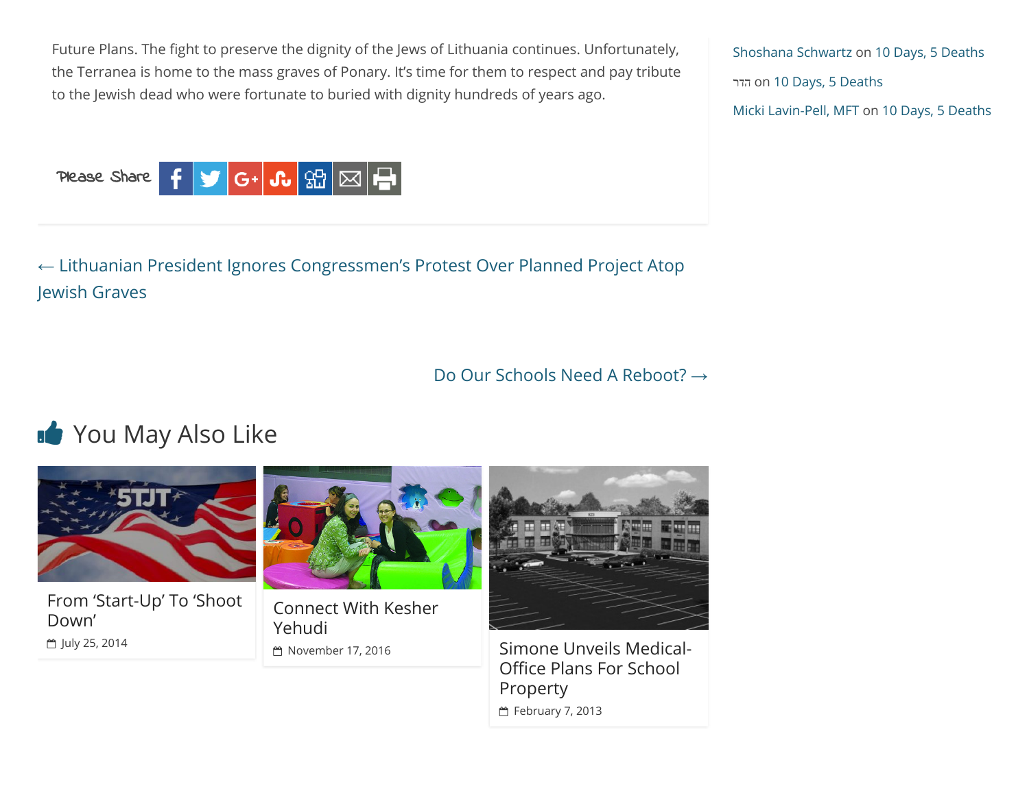Future Plans. The fight to preserve the dignity of the Jews of Lithuania continues. Unfortunately, the Terranea is home to the mass graves of Ponary. It's time for them to respect and pay tribute to the Jewish dead who were fortunate to buried with dignity hundreds of years ago.

Please Share

← Lithuanian President Ignores Congressmen's Protest Over Planned Project Atop Jewish Graves

Do Our Schools Need A Reboot? →

## You May Also Like

From 'Start-Up' To 'Shoot Down'

July 25, 2014

Connect With Kesher Yehudi

November 17, 2016

Simone Unveils Medical-Office Plans For School Property

February 7, 2013

Shoshana Schwartz on 10 Days, 5 Deaths

הדר on 10 Days, 5 Deaths

Micki Lavin-Pell, MFT on 10 Days, 5 Deaths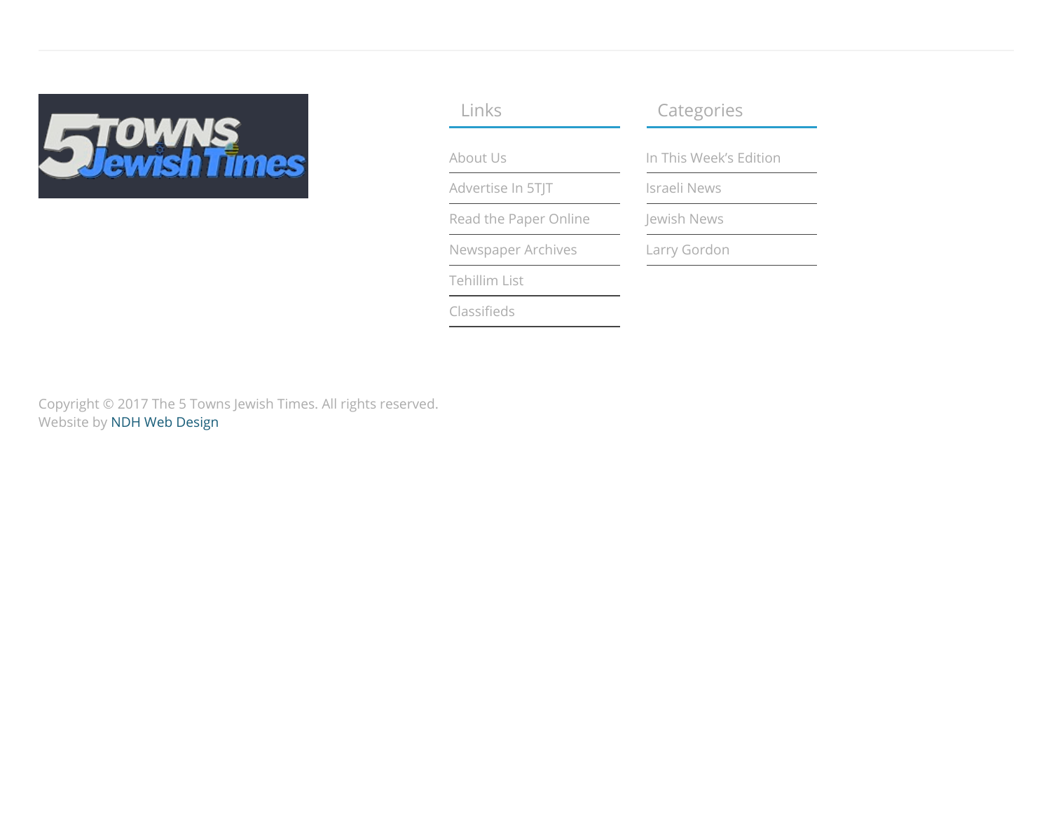## Links

- About Us
- Advertise In 5TJT
- Read the Paper Online
- Newspaper Archives
- Tehillim List
- Classifieds

## Categories

- In This Week's Edition
- Israeli News
- Jewish News
- Larry Gordon

Copyright © 2017 The 5 Towns Jewish Times. All rights reserved.
Website by NDH Web Design